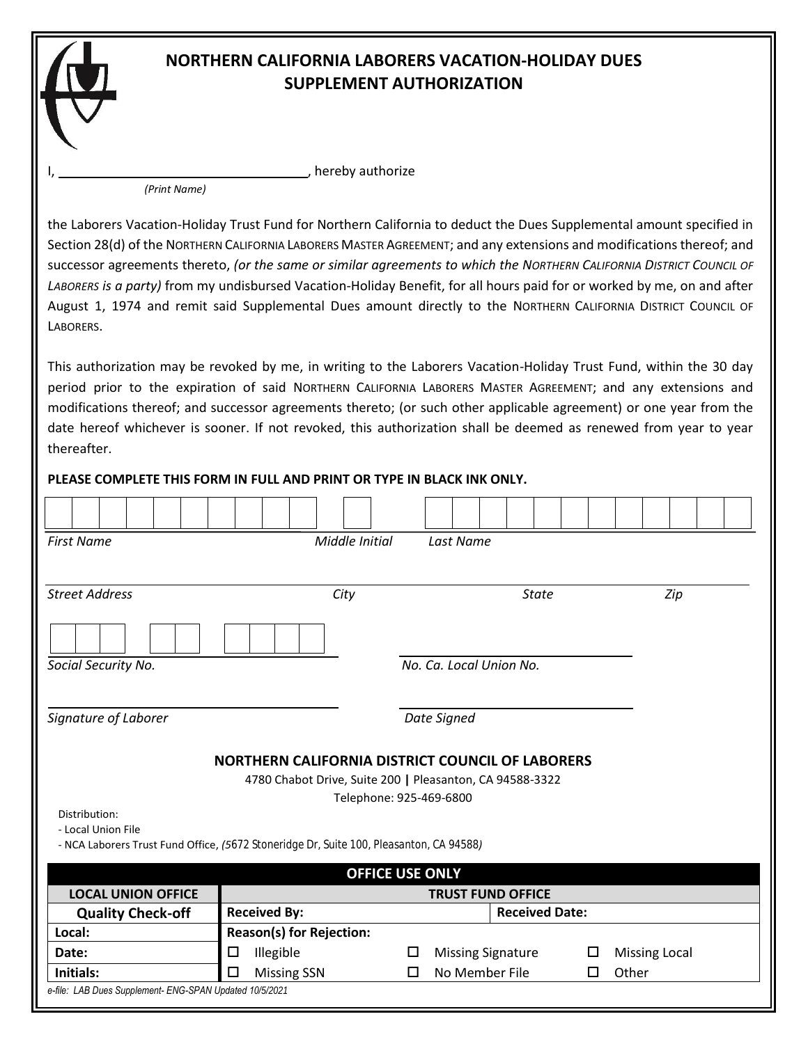# NORTHERN CALIFORNIA LABORERS VACATION-HOLIDAY DUES SUPPLEMENT AUTHORIZATION

I, ______________________________, hereby authorize
*(Print Name)*

the Laborers Vacation-Holiday Trust Fund for Northern California to deduct the Dues Supplemental amount specified in Section 28(d) of the NORTHERN CALIFORNIA LABORERS MASTER AGREEMENT; and any extensions and modifications thereof; and successor agreements thereto, *(or the same or similar agreements to which the NORTHERN CALIFORNIA DISTRICT COUNCIL OF LABORERS is a party)* from my undisbursed Vacation-Holiday Benefit, for all hours paid for or worked by me, on and after August 1, 1974 and remit said Supplemental Dues amount directly to the NORTHERN CALIFORNIA DISTRICT COUNCIL OF LABORERS.

This authorization may be revoked by me, in writing to the Laborers Vacation-Holiday Trust Fund, within the 30 day period prior to the expiration of said NORTHERN CALIFORNIA LABORERS MASTER AGREEMENT; and any extensions and modifications thereof; and successor agreements thereto; (or such other applicable agreement) or one year from the date hereof whichever is sooner. If not revoked, this authorization shall be deemed as renewed from year to year thereafter.

**PLEASE COMPLETE THIS FORM IN FULL AND PRINT OR TYPE IN BLACK INK ONLY.**

*First Name* *Middle Initial* *Last Name*

*Street Address* *City* *State* *Zip*

*Social Security No.* *No. Ca. Local Union No.*

*Signature of Laborer* *Date Signed*

**NORTHERN CALIFORNIA DISTRICT COUNCIL OF LABORERS**

4780 Chabot Drive, Suite 200 | Pleasanton, CA 94588-3322

Telephone: 925-469-6800

Distribution:
- Local Union File
- NCA Laborers Trust Fund Office, *(5672 Stoneridge Dr, Suite 100, Pleasanton, CA 94588)*

| OFFICE USE ONLY | | | |
|---|---|---|---|
| **LOCAL UNION OFFICE** | **TRUST FUND OFFICE** | | |
| **Quality Check-off** | **Received By:** | | **Received Date:** |
| **Local:** | **Reason(s) for Rejection:** | | |
| **Date:** | ☐ Illegible | ☐ Missing Signature | ☐ Missing Local |
| **Initials:** | ☐ Missing SSN | ☐ No Member File | ☐ Other |

*e-file: LAB Dues Supplement- ENG-SPAN Updated 10/5/2021*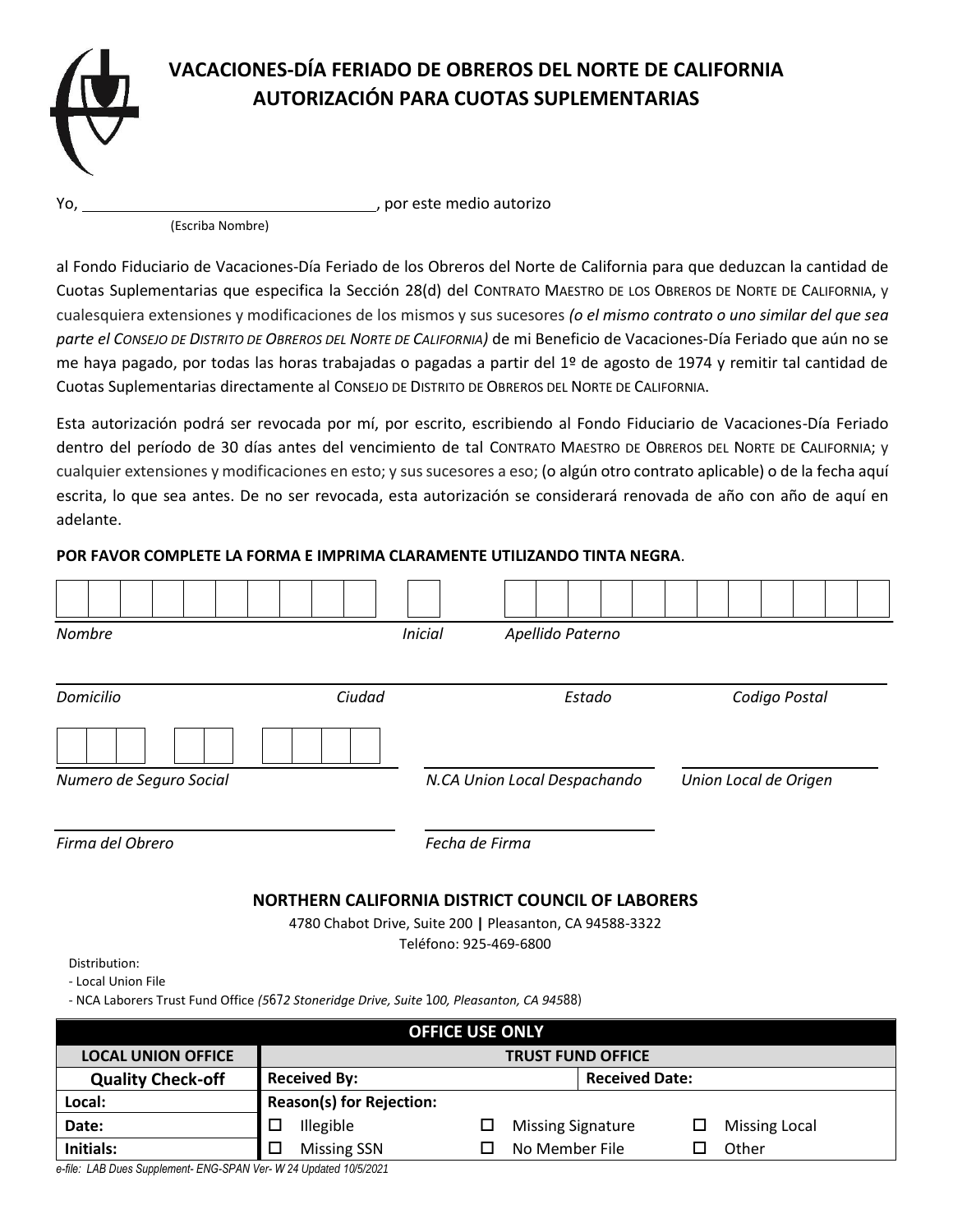# VACACIONES-DÍA FERIADO DE OBREROS DEL NORTE DE CALIFORNIA
## AUTORIZACIÓN PARA CUOTAS SUPLEMENTARIAS

Yo, ________________________________, por este medio autorizo
(Escriba Nombre)

al Fondo Fiduciario de Vacaciones-Día Feriado de los Obreros del Norte de California para que deduzcan la cantidad de Cuotas Suplementarias que especifica la Sección 28(d) del CONTRATO MAESTRO DE LOS OBREROS DE NORTE DE CALIFORNIA, y cualesquiera extensiones y modificaciones de los mismos y sus sucesores *(o el mismo contrato o uno similar del que sea parte el CONSEJO DE DISTRITO DE OBREROS DEL NORTE DE CALIFORNIA)* de mi Beneficio de Vacaciones-Día Feriado que aún no se me haya pagado, por todas las horas trabajadas o pagadas a partir del 1º de agosto de 1974 y remitir tal cantidad de Cuotas Suplementarias directamente al CONSEJO DE DISTRITO DE OBREROS DEL NORTE DE CALIFORNIA.

Esta autorización podrá ser revocada por mí, por escrito, escribiendo al Fondo Fiduciario de Vacaciones-Día Feriado dentro del período de 30 días antes del vencimiento de tal CONTRATO MAESTRO DE OBREROS DEL NORTE DE CALIFORNIA; y cualquier extensiones y modificaciones en esto; y sus sucesores a eso; (o algún otro contrato aplicable) o de la fecha aquí escrita, lo que sea antes. De no ser revocada, esta autorización se considerará renovada de año con año de aquí en adelante.

**POR FAVOR COMPLETE LA FORMA E IMPRIMA CLARAMENTE UTILIZANDO TINTA NEGRA**.

*Nombre* | *Inicial* | *Apellido Paterno*

*Domicilio* | *Ciudad* | *Estado* | *Codigo Postal*

*Numero de Seguro Social* | *N.CA Union Local Despachando* | *Union Local de Origen*

*Firma del Obrero* | *Fecha de Firma*

**NORTHERN CALIFORNIA DISTRICT COUNCIL OF LABORERS**

4780 Chabot Drive, Suite 200 | Pleasanton, CA 94588-3322

Teléfono: 925-469-6800

Distribution:
- Local Union File
- NCA Laborers Trust Fund Office *(5672 Stoneridge Drive, Suite 100, Pleasanton, CA 94588)*

| OFFICE USE ONLY | | | | | | |
|---|---|---|---|---|---|---|
| **LOCAL UNION OFFICE** | **TRUST FUND OFFICE** | | | | | |
| **Quality Check-off** | **Received By:** | | | **Received Date:** | | |
| **Local:** | **Reason(s) for Rejection:** | | | | | |
| **Date:** | ☐ | Illegible | ☐ | Missing Signature | ☐ | Missing Local |
| **Initials:** | ☐ | Missing SSN | ☐ | No Member File | ☐ | Other |

*e-file: LAB Dues Supplement- ENG-SPAN Ver- W 24 Updated 10/5/2021*